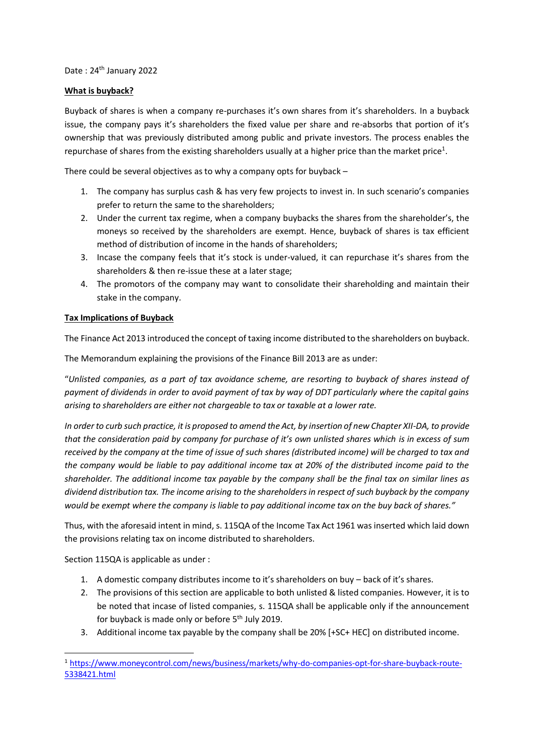Date : 24th January 2022

**What is buyback?**

Buyback of shares is when a company re-purchases it's own shares from it's shareholders. In a buyback issue, the company pays it's shareholders the fixed value per share and re-absorbs that portion of it's ownership that was previously distributed among public and private investors. The process enables the repurchase of shares from the existing shareholders usually at a higher price than the market price[1].

There could be several objectives as to why a company opts for buyback –

1. The company has surplus cash & has very few projects to invest in. In such scenario's companies prefer to return the same to the shareholders;
2. Under the current tax regime, when a company buybacks the shares from the shareholder's, the moneys so received by the shareholders are exempt. Hence, buyback of shares is tax efficient method of distribution of income in the hands of shareholders;
3. Incase the company feels that it's stock is under-valued, it can repurchase it's shares from the shareholders & then re-issue these at a later stage;
4. The promotors of the company may want to consolidate their shareholding and maintain their stake in the company.

**Tax Implications of Buyback**

The Finance Act 2013 introduced the concept of taxing income distributed to the shareholders on buyback.

The Memorandum explaining the provisions of the Finance Bill 2013 are as under:

"*Unlisted companies, as a part of tax avoidance scheme, are resorting to buyback of shares instead of payment of dividends in order to avoid payment of tax by way of DDT particularly where the capital gains arising to shareholders are either not chargeable to tax or taxable at a lower rate.*

*In order to curb such practice, it is proposed to amend the Act, by insertion of new Chapter XII-DA, to provide that the consideration paid by company for purchase of it's own unlisted shares which is in excess of sum received by the company at the time of issue of such shares (distributed income) will be charged to tax and the company would be liable to pay additional income tax at 20% of the distributed income paid to the shareholder. The additional income tax payable by the company shall be the final tax on similar lines as dividend distribution tax. The income arising to the shareholders in respect of such buyback by the company would be exempt where the company is liable to pay additional income tax on the buy back of shares."*

Thus, with the aforesaid intent in mind, s. 115QA of the Income Tax Act 1961 was inserted which laid down the provisions relating tax on income distributed to shareholders.

Section 115QA is applicable as under :

1. A domestic company distributes income to it's shareholders on buy – back of it's shares.
2. The provisions of this section are applicable to both unlisted & listed companies. However, it is to be noted that incase of listed companies, s. 115QA shall be applicable only if the announcement for buyback is made only or before 5th July 2019.
3. Additional income tax payable by the company shall be 20% [+SC+ HEC] on distributed income.

---

[1] https://www.moneycontrol.com/news/business/markets/why-do-companies-opt-for-share-buyback-route-5338421.html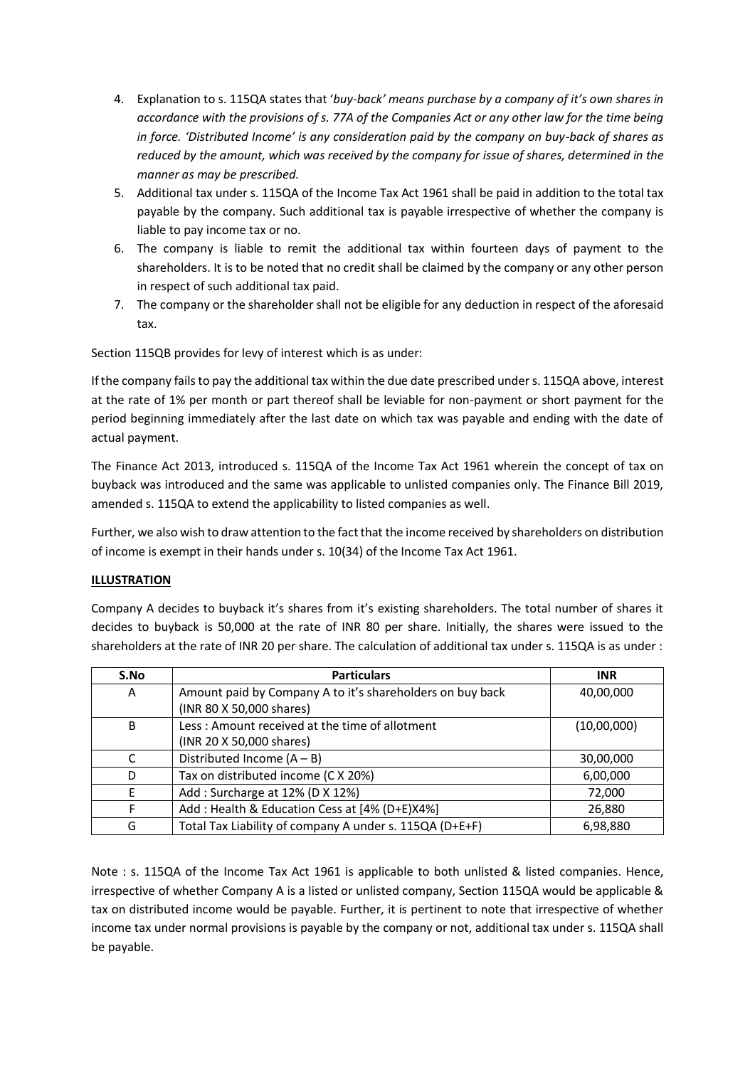4. Explanation to s. 115QA states that '*buy-back' means purchase by a company of it's own shares in accordance with the provisions of s. 77A of the Companies Act or any other law for the time being in force. 'Distributed Income' is any consideration paid by the company on buy-back of shares as reduced by the amount, which was received by the company for issue of shares, determined in the manner as may be prescribed.*
5. Additional tax under s. 115QA of the Income Tax Act 1961 shall be paid in addition to the total tax payable by the company. Such additional tax is payable irrespective of whether the company is liable to pay income tax or no.
6. The company is liable to remit the additional tax within fourteen days of payment to the shareholders. It is to be noted that no credit shall be claimed by the company or any other person in respect of such additional tax paid.
7. The company or the shareholder shall not be eligible for any deduction in respect of the aforesaid tax.

Section 115QB provides for levy of interest which is as under:

If the company fails to pay the additional tax within the due date prescribed under s. 115QA above, interest at the rate of 1% per month or part thereof shall be leviable for non-payment or short payment for the period beginning immediately after the last date on which tax was payable and ending with the date of actual payment.

The Finance Act 2013, introduced s. 115QA of the Income Tax Act 1961 wherein the concept of tax on buyback was introduced and the same was applicable to unlisted companies only. The Finance Bill 2019, amended s. 115QA to extend the applicability to listed companies as well.

Further, we also wish to draw attention to the fact that the income received by shareholders on distribution of income is exempt in their hands under s. 10(34) of the Income Tax Act 1961.

**ILLUSTRATION**

Company A decides to buyback it's shares from it's existing shareholders. The total number of shares it decides to buyback is 50,000 at the rate of INR 80 per share. Initially, the shares were issued to the shareholders at the rate of INR 20 per share. The calculation of additional tax under s. 115QA is as under :

| S.No | Particulars | INR |
|---|---|---|
| A | Amount paid by Company A to it's shareholders on buy back (INR 80 X 50,000 shares) | 40,00,000 |
| B | Less : Amount received at the time of allotment (INR 20 X 50,000 shares) | (10,00,000) |
| C | Distributed Income (A – B) | 30,00,000 |
| D | Tax on distributed income (C X 20%) | 6,00,000 |
| E | Add : Surcharge at 12% (D X 12%) | 72,000 |
| F | Add : Health & Education Cess at [4% (D+E)X4%] | 26,880 |
| G | Total Tax Liability of company A under s. 115QA (D+E+F) | 6,98,880 |

Note : s. 115QA of the Income Tax Act 1961 is applicable to both unlisted & listed companies. Hence, irrespective of whether Company A is a listed or unlisted company, Section 115QA would be applicable & tax on distributed income would be payable. Further, it is pertinent to note that irrespective of whether income tax under normal provisions is payable by the company or not, additional tax under s. 115QA shall be payable.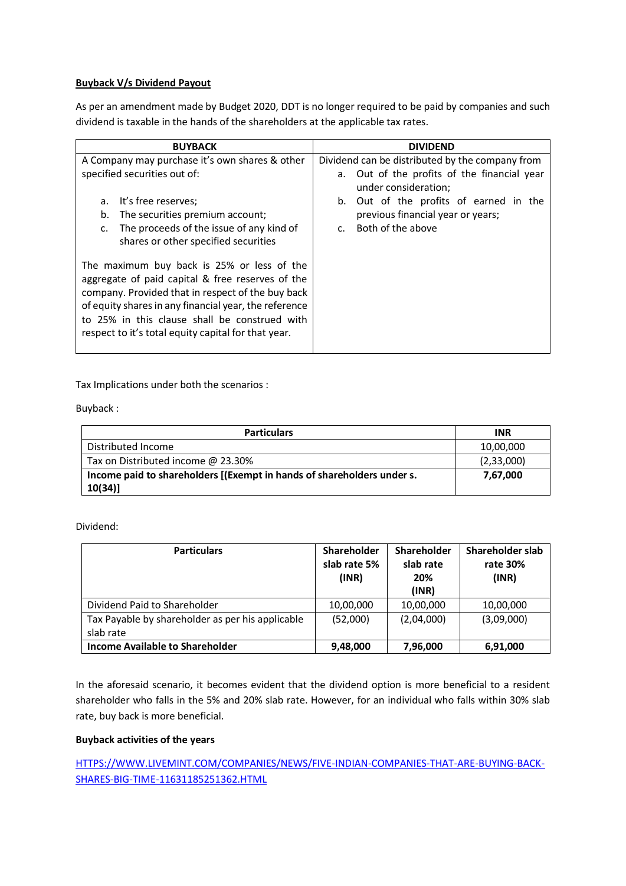**Buyback V/s Dividend Payout**

As per an amendment made by Budget 2020, DDT is no longer required to be paid by companies and such dividend is taxable in the hands of the shareholders at the applicable tax rates.

| BUYBACK | DIVIDEND |
|---|---|
| A Company may purchase it's own shares & other specified securities out of:<br><br>a. It's free reserves;<br>b. The securities premium account;<br>c. The proceeds of the issue of any kind of shares or other specified securities<br><br>The maximum buy back is 25% or less of the aggregate of paid capital & free reserves of the company. Provided that in respect of the buy back of equity shares in any financial year, the reference to 25% in this clause shall be construed with respect to it's total equity capital for that year. | Dividend can be distributed by the company from<br>a. Out of the profits of the financial year under consideration;<br>b. Out of the profits of earned in the previous financial year or years;<br>c. Both of the above |

Tax Implications under both the scenarios :

Buyback :

| Particulars | INR |
|---|---|
| Distributed Income | 10,00,000 |
| Tax on Distributed income @ 23.30% | (2,33,000) |
| **Income paid to shareholders [(Exempt in hands of shareholders under s. 10(34)]** | **7,67,000** |

Dividend:

| Particulars | Shareholder slab rate 5% (INR) | Shareholder slab rate 20% (INR) | Shareholder slab rate 30% (INR) |
|---|---|---|---|
| Dividend Paid to Shareholder | 10,00,000 | 10,00,000 | 10,00,000 |
| Tax Payable by shareholder as per his applicable slab rate | (52,000) | (2,04,000) | (3,09,000) |
| **Income Available to Shareholder** | **9,48,000** | **7,96,000** | **6,91,000** |

In the aforesaid scenario, it becomes evident that the dividend option is more beneficial to a resident shareholder who falls in the 5% and 20% slab rate. However, for an individual who falls within 30% slab rate, buy back is more beneficial.

**Buyback activities of the years**

HTTPS://WWW.LIVEMINT.COM/COMPANIES/NEWS/FIVE-INDIAN-COMPANIES-THAT-ARE-BUYING-BACK-SHARES-BIG-TIME-11631185251362.HTML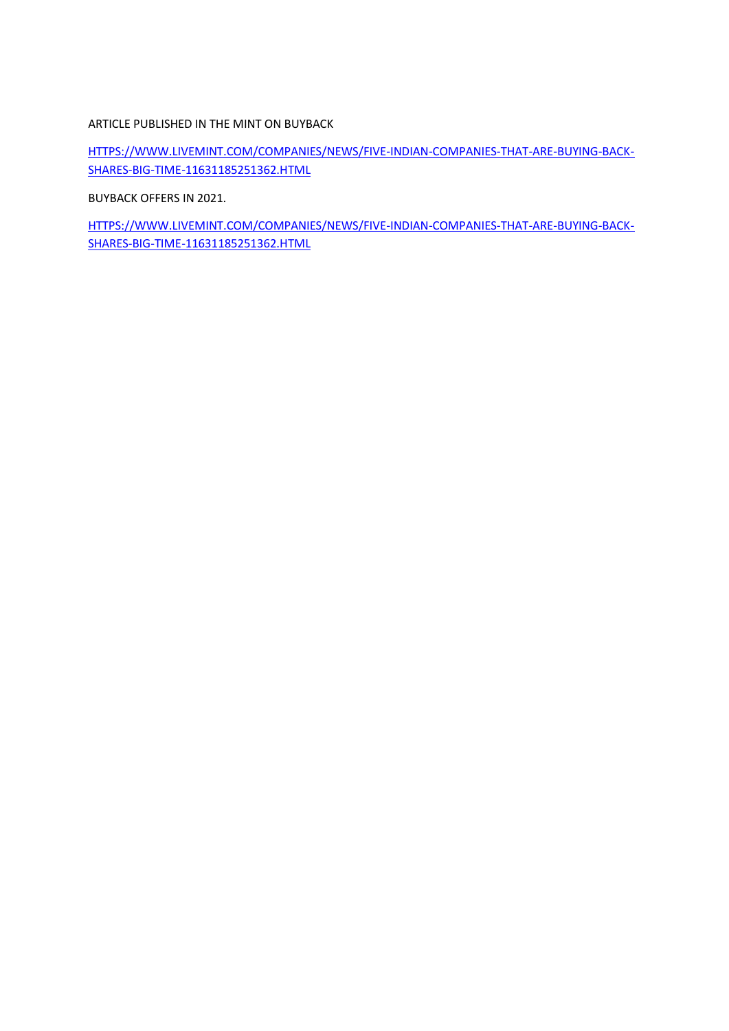ARTICLE PUBLISHED IN THE MINT ON BUYBACK

[HTTPS://WWW.LIVEMINT.COM/COMPANIES/NEWS/FIVE-INDIAN-COMPANIES-THAT-ARE-BUYING-BACK-SHARES-BIG-TIME-11631185251362.HTML](HTTPS://WWW.LIVEMINT.COM/COMPANIES/NEWS/FIVE-INDIAN-COMPANIES-THAT-ARE-BUYING-BACK-SHARES-BIG-TIME-11631185251362.HTML)

BUYBACK OFFERS IN 2021.

[HTTPS://WWW.LIVEMINT.COM/COMPANIES/NEWS/FIVE-INDIAN-COMPANIES-THAT-ARE-BUYING-BACK-SHARES-BIG-TIME-11631185251362.HTML](HTTPS://WWW.LIVEMINT.COM/COMPANIES/NEWS/FIVE-INDIAN-COMPANIES-THAT-ARE-BUYING-BACK-SHARES-BIG-TIME-11631185251362.HTML)